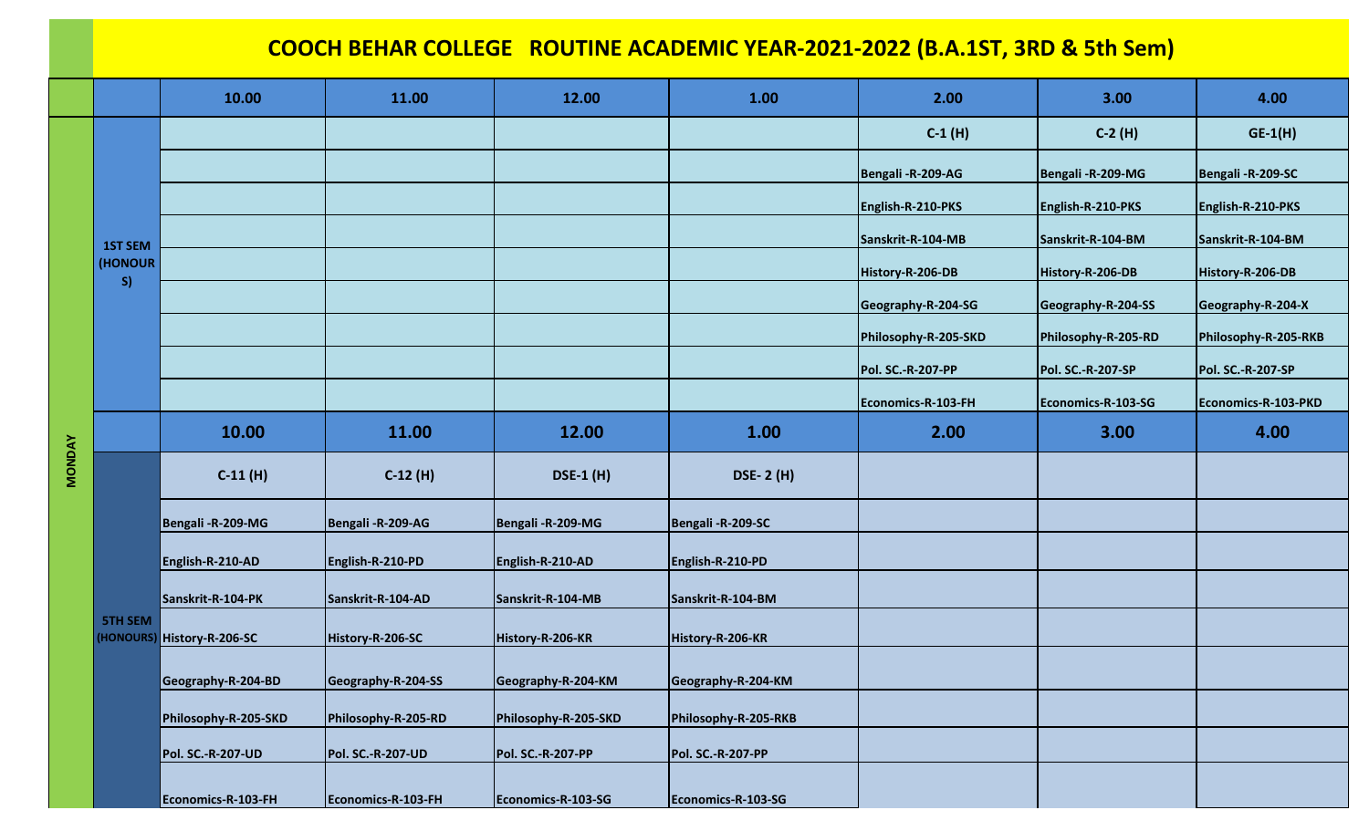# COOCH BEHAR COLLEGE ROUTINE ACADEMIC YEAR-2021-2022 (B.A.1ST, 3RD & 5th Sem)

| Day | Semester | 10.00 | 11.00 | 12.00 | 1.00 | 2.00 | 3.00 | 4.00 |
|---|---|---|---|---|---|---|---|---|
| MONDAY | 1ST SEM (HONOURS) | | | | | C-1 (H) | C-2 (H) | GE-1(H) |
| | | | | | | Bengali -R-209-AG | Bengali -R-209-MG | Bengali -R-209-SC |
| | | | | | | English-R-210-PKS | English-R-210-PKS | English-R-210-PKS |
| | | | | | | Sanskrit-R-104-MB | Sanskrit-R-104-BM | Sanskrit-R-104-BM |
| | | | | | | History-R-206-DB | History-R-206-DB | History-R-206-DB |
| | | | | | | Geography-R-204-SG | Geography-R-204-SS | Geography-R-204-X |
| | | | | | | Philosophy-R-205-SKD | Philosophy-R-205-RD | Philosophy-R-205-RKB |
| | | | | | | Pol. SC.-R-207-PP | Pol. SC.-R-207-SP | Pol. SC.-R-207-SP |
| | | | | | | Economics-R-103-FH | Economics-R-103-SG | Economics-R-103-PKD |
| | | **10.00** | **11.00** | **12.00** | **1.00** | **2.00** | **3.00** | **4.00** |
| | 5TH SEM (HONOURS) | C-11 (H) | C-12 (H) | DSE-1 (H) | DSE- 2 (H) | | | |
| | | Bengali -R-209-MG | Bengali -R-209-AG | Bengali -R-209-MG | Bengali -R-209-SC | | | |
| | | English-R-210-AD | English-R-210-PD | English-R-210-AD | English-R-210-PD | | | |
| | | Sanskrit-R-104-PK | Sanskrit-R-104-AD | Sanskrit-R-104-MB | Sanskrit-R-104-BM | | | |
| | | History-R-206-SC | History-R-206-SC | History-R-206-KR | History-R-206-KR | | | |
| | | Geography-R-204-BD | Geography-R-204-SS | Geography-R-204-KM | Geography-R-204-KM | | | |
| | | Philosophy-R-205-SKD | Philosophy-R-205-RD | Philosophy-R-205-SKD | Philosophy-R-205-RKB | | | |
| | | Pol. SC.-R-207-UD | Pol. SC.-R-207-UD | Pol. SC.-R-207-PP | Pol. SC.-R-207-PP | | | |
| | | Economics-R-103-FH | Economics-R-103-FH | Economics-R-103-SG | Economics-R-103-SG | | | |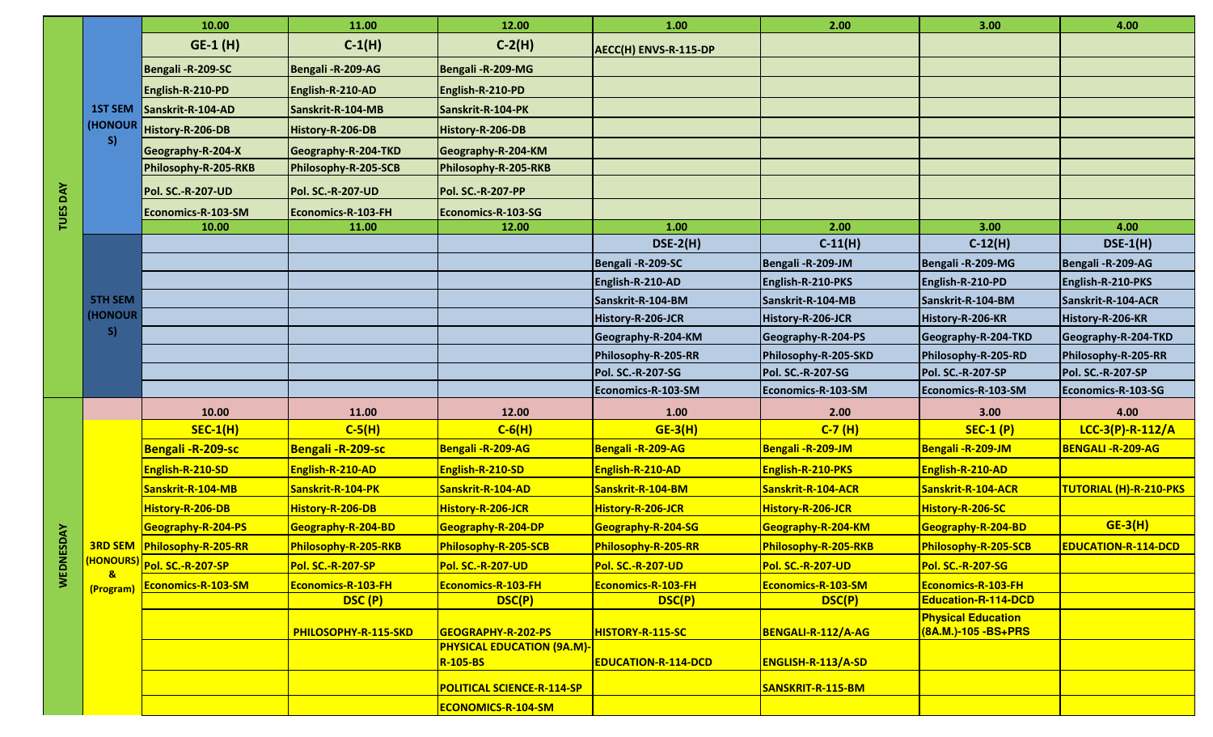| Day | Semester | 10.00 | 11.00 | 12.00 | 1.00 | 2.00 | 3.00 | 4.00 |
|---|---|---|---|---|---|---|---|---|
| TUES DAY | 1ST SEM (HONOURS) | GE-1 (H) | C-1(H) | C-2(H) | AECC(H) ENVS-R-115-DP | | | |
| | | Bengali -R-209-SC | Bengali -R-209-AG | Bengali -R-209-MG | | | | |
| | | English-R-210-PD | English-R-210-AD | English-R-210-PD | | | | |
| | | Sanskrit-R-104-AD | Sanskrit-R-104-MB | Sanskrit-R-104-PK | | | | |
| | | History-R-206-DB | History-R-206-DB | History-R-206-DB | | | | |
| | | Geography-R-204-X | Geography-R-204-TKD | Geography-R-204-KM | | | | |
| | | Philosophy-R-205-RKB | Philosophy-R-205-SCB | Philosophy-R-205-RKB | | | | |
| | | Pol. SC.-R-207-UD | Pol. SC.-R-207-UD | Pol. SC.-R-207-PP | | | | |
| | | Economics-R-103-SM | Economics-R-103-FH | Economics-R-103-SG | | | | |
| | | 10.00 | 11.00 | 12.00 | 1.00 | 2.00 | 3.00 | 4.00 |
| | 5TH SEM (HONOURS) | | | | DSE-2(H) | C-11(H) | C-12(H) | DSE-1(H) |
| | | | | | Bengali -R-209-SC | Bengali -R-209-JM | Bengali -R-209-MG | Bengali -R-209-AG |
| | | | | | English-R-210-AD | English-R-210-PKS | English-R-210-PD | English-R-210-PKS |
| | | | | | Sanskrit-R-104-BM | Sanskrit-R-104-MB | Sanskrit-R-104-BM | Sanskrit-R-104-ACR |
| | | | | | History-R-206-JCR | History-R-206-JCR | History-R-206-KR | History-R-206-KR |
| | | | | | Geography-R-204-KM | Geography-R-204-PS | Geography-R-204-TKD | Geography-R-204-TKD |
| | | | | | Philosophy-R-205-RR | Philosophy-R-205-SKD | Philosophy-R-205-RD | Philosophy-R-205-RR |
| | | | | | Pol. SC.-R-207-SG | Pol. SC.-R-207-SG | Pol. SC.-R-207-SP | Pol. SC.-R-207-SP |
| | | | | | Economics-R-103-SM | Economics-R-103-SM | Economics-R-103-SM | Economics-R-103-SG |
| WEDNESDAY | | 10.00 | 11.00 | 12.00 | 1.00 | 2.00 | 3.00 | 4.00 |
| | 3RD SEM (HONOURS) & (Program) | SEC-1(H) | C-5(H) | C-6(H) | GE-3(H) | C-7 (H) | SEC-1 (P) | LCC-3(P)-R-112/A |
| | | Bengali -R-209-sc | Bengali -R-209-sc | Bengali -R-209-AG | Bengali -R-209-AG | Bengali -R-209-JM | Bengali -R-209-JM | BENGALI -R-209-AG |
| | | English-R-210-SD | English-R-210-AD | English-R-210-SD | English-R-210-AD | English-R-210-PKS | English-R-210-AD | |
| | | Sanskrit-R-104-MB | Sanskrit-R-104-PK | Sanskrit-R-104-AD | Sanskrit-R-104-BM | Sanskrit-R-104-ACR | Sanskrit-R-104-ACR | TUTORIAL (H)-R-210-PKS |
| | | History-R-206-DB | History-R-206-DB | History-R-206-JCR | History-R-206-JCR | History-R-206-JCR | History-R-206-SC | |
| | | Geography-R-204-PS | Geography-R-204-BD | Geography-R-204-DP | Geography-R-204-SG | Geography-R-204-KM | Geography-R-204-BD | GE-3(H) |
| | | Philosophy-R-205-RR | Philosophy-R-205-RKB | Philosophy-R-205-SCB | Philosophy-R-205-RR | Philosophy-R-205-RKB | Philosophy-R-205-SCB | EDUCATION-R-114-DCD |
| | | Pol. SC.-R-207-SP | Pol. SC.-R-207-SP | Pol. SC.-R-207-UD | Pol. SC.-R-207-UD | Pol. SC.-R-207-UD | Pol. SC.-R-207-SG | |
| | | Economics-R-103-SM | Economics-R-103-FH | Economics-R-103-FH | Economics-R-103-FH | Economics-R-103-SM | Economics-R-103-FH | |
| | | | DSC (P) | DSC(P) | DSC(P) | DSC(P) | Education-R-114-DCD | |
| | | | PHILOSOPHY-R-115-SKD | GEOGRAPHY-R-202-PS | HISTORY-R-115-SC | BENGALI-R-112/A-AG | Physical Education (8A.M.)-105 -BS+PRS | |
| | | | | PHYSICAL EDUCATION (9A.M)-R-105-BS | EDUCATION-R-114-DCD | ENGLISH-R-113/A-SD | | |
| | | | | POLITICAL SCIENCE-R-114-SP | | SANSKRIT-R-115-BM | | |
| | | | | ECONOMICS-R-104-SM | | | | |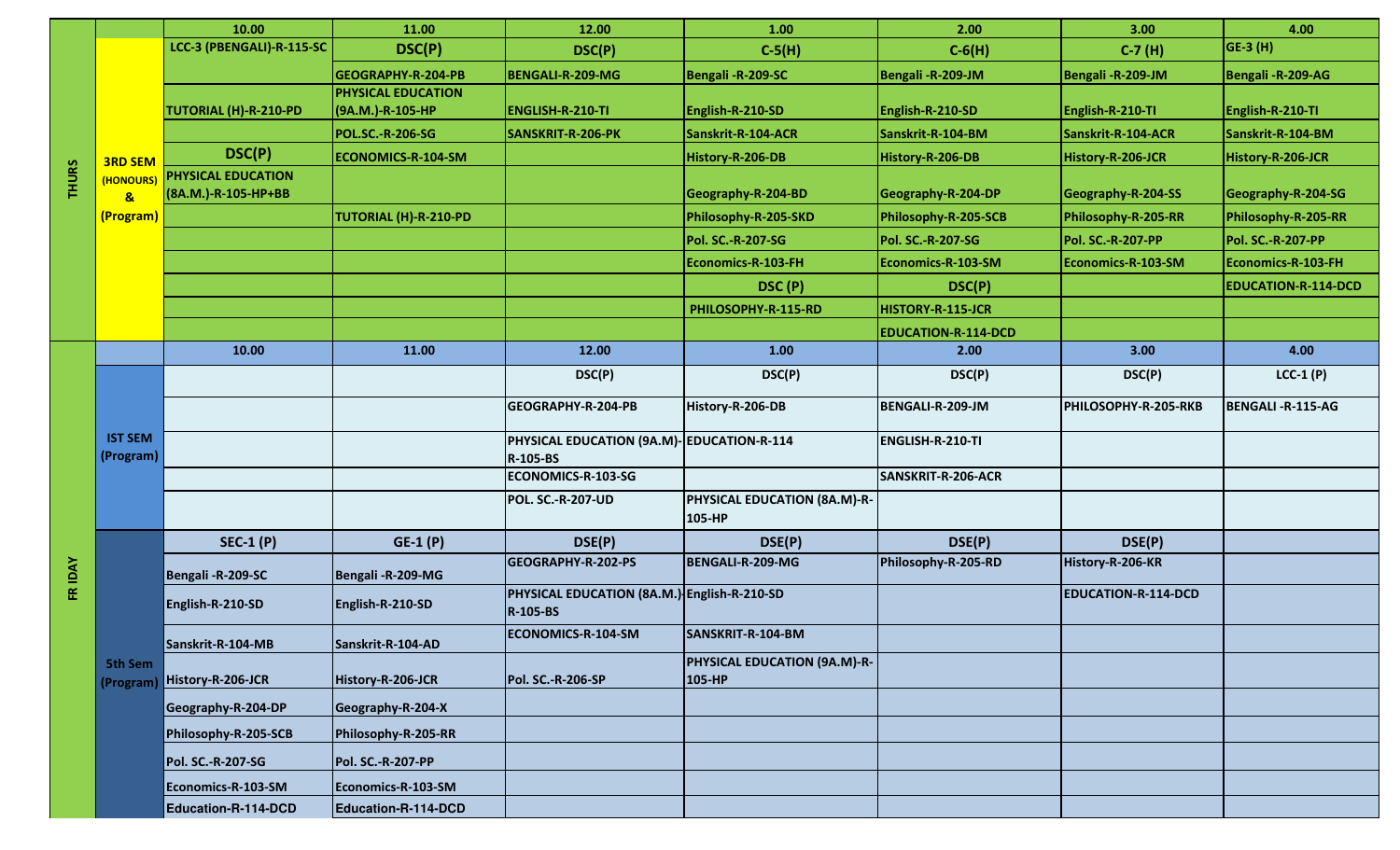| Day | Semester | 10.00 | 11.00 | 12.00 | 1.00 | 2.00 | 3.00 | 4.00 |
|---|---|---|---|---|---|---|---|---|
| THURS | 3RD SEM (HONOURS) & (Program) | LCC-3 (PBENGALI)-R-115-SC | DSC(P) | DSC(P) | C-5(H) | C-6(H) | C-7 (H) | GE-3 (H) |
| | | | GEOGRAPHY-R-204-PB | BENGALI-R-209-MG | Bengali -R-209-SC | Bengali -R-209-JM | Bengali -R-209-JM | Bengali -R-209-AG |
| | | TUTORIAL (H)-R-210-PD | PHYSICAL EDUCATION (9A.M.)-R-105-HP | ENGLISH-R-210-TI | English-R-210-SD | English-R-210-SD | English-R-210-TI | English-R-210-TI |
| | | | POL.SC.-R-206-SG | SANSKRIT-R-206-PK | Sanskrit-R-104-ACR | Sanskrit-R-104-BM | Sanskrit-R-104-ACR | Sanskrit-R-104-BM |
| | | DSC(P) | ECONOMICS-R-104-SM | | History-R-206-DB | History-R-206-DB | History-R-206-JCR | History-R-206-JCR |
| | | PHYSICAL EDUCATION (8A.M.)-R-105-HP+BB | | | Geography-R-204-BD | Geography-R-204-DP | Geography-R-204-SS | Geography-R-204-SG |
| | | | TUTORIAL (H)-R-210-PD | | Philosophy-R-205-SKD | Philosophy-R-205-SCB | Philosophy-R-205-RR | Philosophy-R-205-RR |
| | | | | | Pol. SC.-R-207-SG | Pol. SC.-R-207-SG | Pol. SC.-R-207-PP | Pol. SC.-R-207-PP |
| | | | | | Economics-R-103-FH | Economics-R-103-SM | Economics-R-103-SM | Economics-R-103-FH |
| | | | | | DSC (P) | DSC(P) | | EDUCATION-R-114-DCD |
| | | | | | PHILOSOPHY-R-115-RD | HISTORY-R-115-JCR | | |
| | | | | | | EDUCATION-R-114-DCD | | |
| FRIDAY | | 10.00 | 11.00 | 12.00 | 1.00 | 2.00 | 3.00 | 4.00 |
| | IST SEM (Program) | | | DSC(P) | DSC(P) | DSC(P) | DSC(P) | LCC-1 (P) |
| | | | | GEOGRAPHY-R-204-PB | History-R-206-DB | BENGALI-R-209-JM | PHILOSOPHY-R-205-RKB | BENGALI -R-115-AG |
| | | | | PHYSICAL EDUCATION (9A.M)-R-105-BS | EDUCATION-R-114 | ENGLISH-R-210-TI | | |
| | | | | ECONOMICS-R-103-SG | | SANSKRIT-R-206-ACR | | |
| | | | | POL. SC.-R-207-UD | PHYSICAL EDUCATION (8A.M)-R-105-HP | | | |
| | 5th Sem (Program) | SEC-1 (P) | GE-1 (P) | DSE(P) | DSE(P) | DSE(P) | DSE(P) | |
| | | Bengali -R-209-SC | Bengali -R-209-MG | GEOGRAPHY-R-202-PS | BENGALI-R-209-MG | Philosophy-R-205-RD | History-R-206-KR | |
| | | English-R-210-SD | English-R-210-SD | PHYSICAL EDUCATION (8A.M.)-R-105-BS | English-R-210-SD | | EDUCATION-R-114-DCD | |
| | | Sanskrit-R-104-MB | Sanskrit-R-104-AD | ECONOMICS-R-104-SM | SANSKRIT-R-104-BM | | | |
| | | History-R-206-JCR | History-R-206-JCR | Pol. SC.-R-206-SP | PHYSICAL EDUCATION (9A.M)-R-105-HP | | | |
| | | Geography-R-204-DP | Geography-R-204-X | | | | | |
| | | Philosophy-R-205-SCB | Philosophy-R-205-RR | | | | | |
| | | Pol. SC.-R-207-SG | Pol. SC.-R-207-PP | | | | | |
| | | Economics-R-103-SM | Economics-R-103-SM | | | | | |
| | | Education-R-114-DCD | Education-R-114-DCD | | | | | |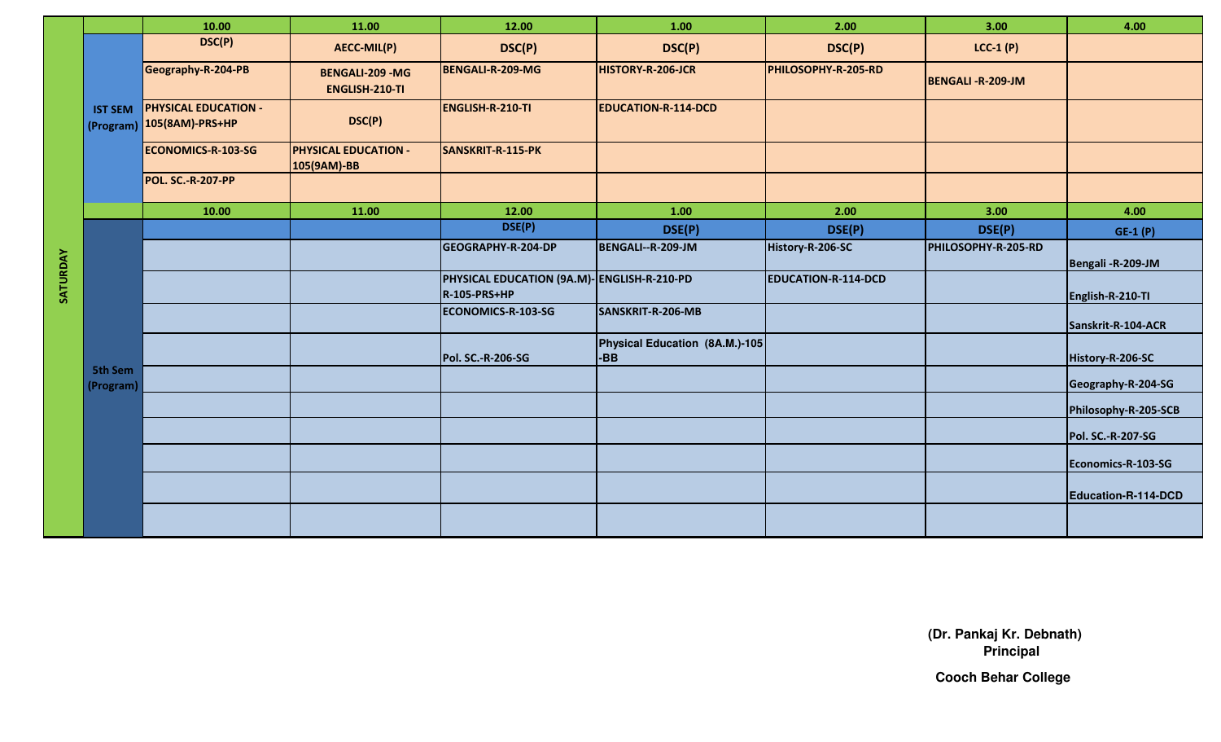| SATURDAY | | 10.00 | 11.00 | 12.00 | 1.00 | 2.00 | 3.00 | 4.00 |
|---|---|---|---|---|---|---|---|---|
| | IST SEM (Program) | DSC(P) | AECC-MIL(P) | DSC(P) | DSC(P) | DSC(P) | LCC-1 (P) | |
| | | Geography-R-204-PB | BENGALI-209 -MG ENGLISH-210-TI | BENGALI-R-209-MG | HISTORY-R-206-JCR | PHILOSOPHY-R-205-RD | BENGALI -R-209-JM | |
| | | PHYSICAL EDUCATION - 105(8AM)-PRS+HP | DSC(P) | ENGLISH-R-210-TI | EDUCATION-R-114-DCD | | | |
| | | ECONOMICS-R-103-SG | PHYSICAL EDUCATION - 105(9AM)-BB | SANSKRIT-R-115-PK | | | | |
| | | POL. SC.-R-207-PP | | | | | | |
| | | 10.00 | 11.00 | 12.00 | 1.00 | 2.00 | 3.00 | 4.00 |
| | 5th Sem (Program) | | | DSE(P) | DSE(P) | DSE(P) | DSE(P) | GE-1 (P) |
| | | | | GEOGRAPHY-R-204-DP | BENGALI--R-209-JM | History-R-206-SC | PHILOSOPHY-R-205-RD | Bengali -R-209-JM |
| | | | | PHYSICAL EDUCATION (9A.M)-R-105-PRS+HP | ENGLISH-R-210-PD | EDUCATION-R-114-DCD | | English-R-210-TI |
| | | | | ECONOMICS-R-103-SG | SANSKRIT-R-206-MB | | | Sanskrit-R-104-ACR |
| | | | | Pol. SC.-R-206-SG | Physical Education (8A.M.)-105 -BB | | | History-R-206-SC |
| | | | | | | | | Geography-R-204-SG |
| | | | | | | | | Philosophy-R-205-SCB |
| | | | | | | | | Pol. SC.-R-207-SG |
| | | | | | | | | Economics-R-103-SG |
| | | | | | | | | Education-R-114-DCD |

**(Dr. Pankaj Kr. Debnath)**
**Principal**
**Cooch Behar College**